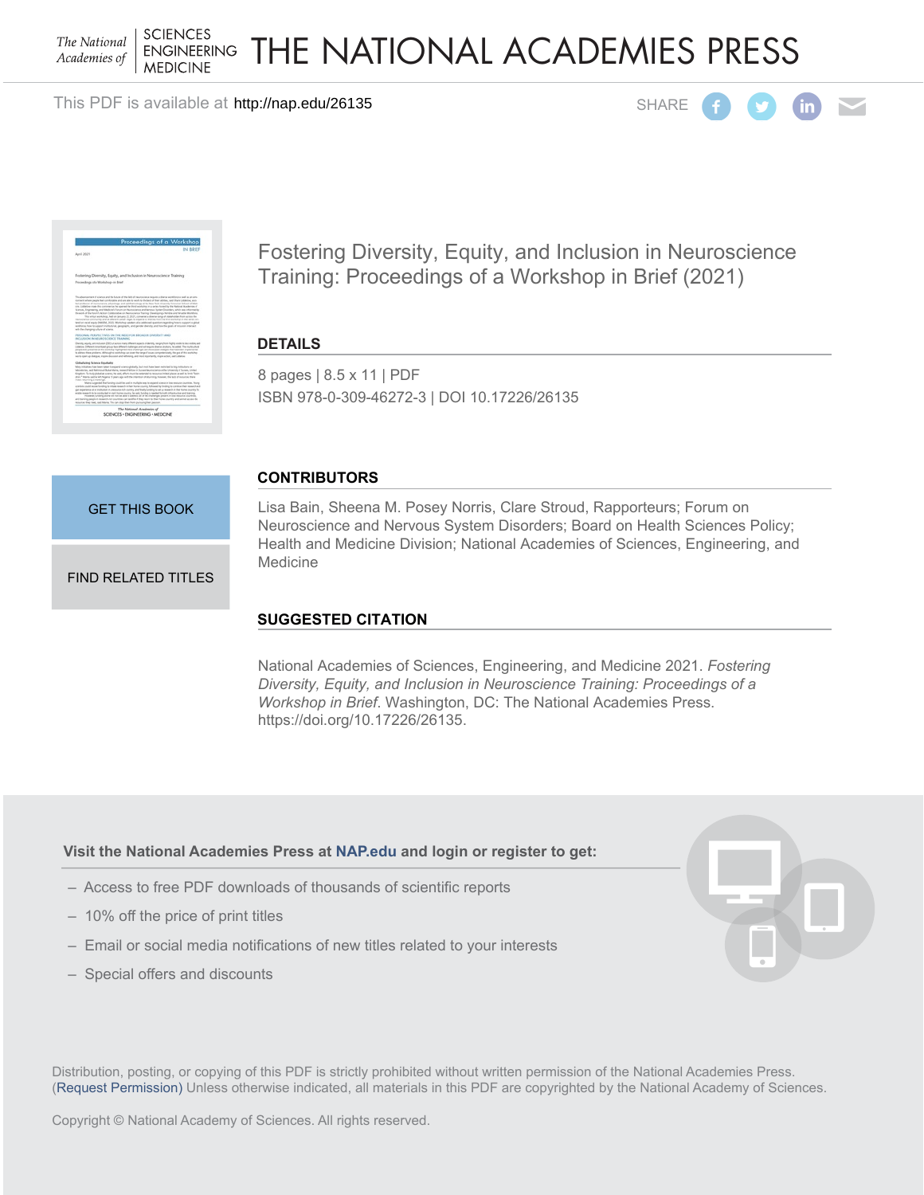THE NATIONAL ACADEMIES PRESS

This PDF is available at http://nap.edu/26135

SHARE

# Fostering Diversity, Equity, and Inclusion in Neuroscience Training: Proceedings of a Workshop in Brief (2021)

## DETAILS

8 pages | 8.5 x 11 | PDF
ISBN 978-0-309-46272-3 | DOI 10.17226/26135

GET THIS BOOK

FIND RELATED TITLES

## CONTRIBUTORS

Lisa Bain, Sheena M. Posey Norris, Clare Stroud, Rapporteurs; Forum on Neuroscience and Nervous System Disorders; Board on Health Sciences Policy; Health and Medicine Division; National Academies of Sciences, Engineering, and Medicine

## SUGGESTED CITATION

National Academies of Sciences, Engineering, and Medicine 2021. *Fostering Diversity, Equity, and Inclusion in Neuroscience Training: Proceedings of a Workshop in Brief*. Washington, DC: The National Academies Press. https://doi.org/10.17226/26135.

**Visit the National Academies Press at NAP.edu and login or register to get:**

- Access to free PDF downloads of thousands of scientific reports
- 10% off the price of print titles
- Email or social media notifications of new titles related to your interests
- Special offers and discounts

Distribution, posting, or copying of this PDF is strictly prohibited without written permission of the National Academies Press. (Request Permission) Unless otherwise indicated, all materials in this PDF are copyrighted by the National Academy of Sciences.

Copyright © National Academy of Sciences. All rights reserved.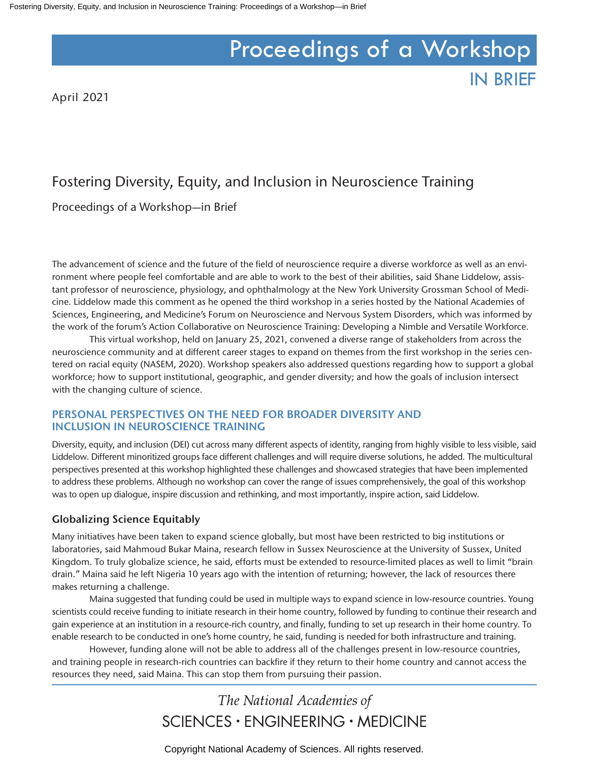# Proceedings of a Workshop

## IN BRIEF

April 2021

# Fostering Diversity, Equity, and Inclusion in Neuroscience Training

Proceedings of a Workshop—in Brief

The advancement of science and the future of the field of neuroscience require a diverse workforce as well as an environment where people feel comfortable and are able to work to the best of their abilities, said Shane Liddelow, assistant professor of neuroscience, physiology, and ophthalmology at the New York University Grossman School of Medicine. Liddelow made this comment as he opened the third workshop in a series hosted by the National Academies of Sciences, Engineering, and Medicine's Forum on Neuroscience and Nervous System Disorders, which was informed by the work of the forum's Action Collaborative on Neuroscience Training: Developing a Nimble and Versatile Workforce.

This virtual workshop, held on January 25, 2021, convened a diverse range of stakeholders from across the neuroscience community and at different career stages to expand on themes from the first workshop in the series centered on racial equity (NASEM, 2020). Workshop speakers also addressed questions regarding how to support a global workforce; how to support institutional, geographic, and gender diversity; and how the goals of inclusion intersect with the changing culture of science.

## PERSONAL PERSPECTIVES ON THE NEED FOR BROADER DIVERSITY AND INCLUSION IN NEUROSCIENCE TRAINING

Diversity, equity, and inclusion (DEI) cut across many different aspects of identity, ranging from highly visible to less visible, said Liddelow. Different minoritized groups face different challenges and will require diverse solutions, he added. The multicultural perspectives presented at this workshop highlighted these challenges and showcased strategies that have been implemented to address these problems. Although no workshop can cover the range of issues comprehensively, the goal of this workshop was to open up dialogue, inspire discussion and rethinking, and most importantly, inspire action, said Liddelow.

### Globalizing Science Equitably

Many initiatives have been taken to expand science globally, but most have been restricted to big institutions or laboratories, said Mahmoud Bukar Maina, research fellow in Sussex Neuroscience at the University of Sussex, United Kingdom. To truly globalize science, he said, efforts must be extended to resource-limited places as well to limit "brain drain." Maina said he left Nigeria 10 years ago with the intention of returning; however, the lack of resources there makes returning a challenge.

Maina suggested that funding could be used in multiple ways to expand science in low-resource countries. Young scientists could receive funding to initiate research in their home country, followed by funding to continue their research and gain experience at an institution in a resource-rich country, and finally, funding to set up research in their home country. To enable research to be conducted in one's home country, he said, funding is needed for both infrastructure and training.

However, funding alone will not be able to address all of the challenges present in low-resource countries, and training people in research-rich countries can backfire if they return to their home country and cannot access the resources they need, said Maina. This can stop them from pursuing their passion.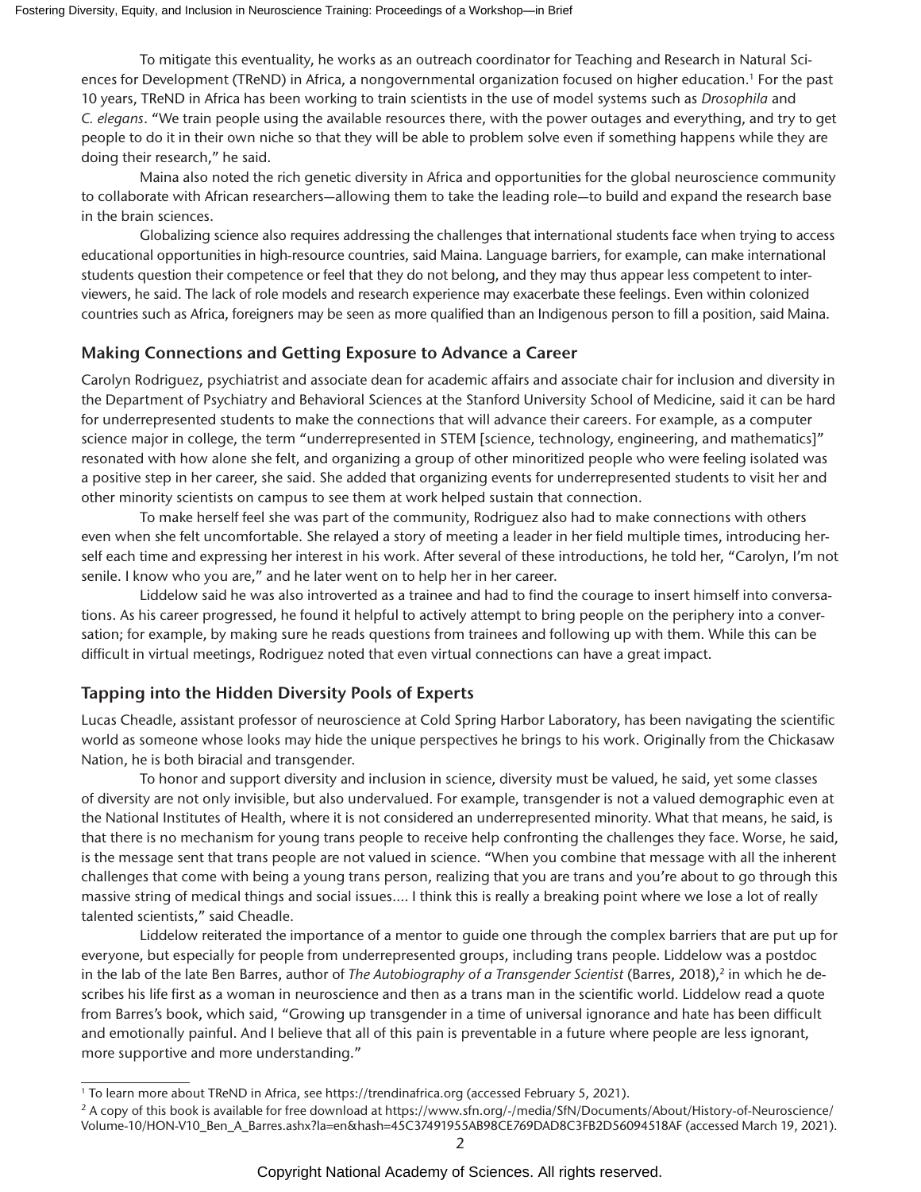To mitigate this eventuality, he works as an outreach coordinator for Teaching and Research in Natural Sciences for Development (TReND) in Africa, a nongovernmental organization focused on higher education.[1] For the past 10 years, TReND in Africa has been working to train scientists in the use of model systems such as *Drosophila* and *C. elegans*. "We train people using the available resources there, with the power outages and everything, and try to get people to do it in their own niche so that they will be able to problem solve even if something happens while they are doing their research," he said.

Maina also noted the rich genetic diversity in Africa and opportunities for the global neuroscience community to collaborate with African researchers—allowing them to take the leading role—to build and expand the research base in the brain sciences.

Globalizing science also requires addressing the challenges that international students face when trying to access educational opportunities in high-resource countries, said Maina. Language barriers, for example, can make international students question their competence or feel that they do not belong, and they may thus appear less competent to interviewers, he said. The lack of role models and research experience may exacerbate these feelings. Even within colonized countries such as Africa, foreigners may be seen as more qualified than an Indigenous person to fill a position, said Maina.

## Making Connections and Getting Exposure to Advance a Career

Carolyn Rodriguez, psychiatrist and associate dean for academic affairs and associate chair for inclusion and diversity in the Department of Psychiatry and Behavioral Sciences at the Stanford University School of Medicine, said it can be hard for underrepresented students to make the connections that will advance their careers. For example, as a computer science major in college, the term "underrepresented in STEM [science, technology, engineering, and mathematics]" resonated with how alone she felt, and organizing a group of other minoritized people who were feeling isolated was a positive step in her career, she said. She added that organizing events for underrepresented students to visit her and other minority scientists on campus to see them at work helped sustain that connection.

To make herself feel she was part of the community, Rodriguez also had to make connections with others even when she felt uncomfortable. She relayed a story of meeting a leader in her field multiple times, introducing herself each time and expressing her interest in his work. After several of these introductions, he told her, "Carolyn, I'm not senile. I know who you are," and he later went on to help her in her career.

Liddelow said he was also introverted as a trainee and had to find the courage to insert himself into conversations. As his career progressed, he found it helpful to actively attempt to bring people on the periphery into a conversation; for example, by making sure he reads questions from trainees and following up with them. While this can be difficult in virtual meetings, Rodriguez noted that even virtual connections can have a great impact.

## Tapping into the Hidden Diversity Pools of Experts

Lucas Cheadle, assistant professor of neuroscience at Cold Spring Harbor Laboratory, has been navigating the scientific world as someone whose looks may hide the unique perspectives he brings to his work. Originally from the Chickasaw Nation, he is both biracial and transgender.

To honor and support diversity and inclusion in science, diversity must be valued, he said, yet some classes of diversity are not only invisible, but also undervalued. For example, transgender is not a valued demographic even at the National Institutes of Health, where it is not considered an underrepresented minority. What that means, he said, is that there is no mechanism for young trans people to receive help confronting the challenges they face. Worse, he said, is the message sent that trans people are not valued in science. "When you combine that message with all the inherent challenges that come with being a young trans person, realizing that you are trans and you're about to go through this massive string of medical things and social issues.... I think this is really a breaking point where we lose a lot of really talented scientists," said Cheadle.

Liddelow reiterated the importance of a mentor to guide one through the complex barriers that are put up for everyone, but especially for people from underrepresented groups, including trans people. Liddelow was a postdoc in the lab of the late Ben Barres, author of *The Autobiography of a Transgender Scientist* (Barres, 2018),[2] in which he describes his life first as a woman in neuroscience and then as a trans man in the scientific world. Liddelow read a quote from Barres's book, which said, "Growing up transgender in a time of universal ignorance and hate has been difficult and emotionally painful. And I believe that all of this pain is preventable in a future where people are less ignorant, more supportive and more understanding."

---

[1] To learn more about TReND in Africa, see https://trendinafrica.org (accessed February 5, 2021).

[2] A copy of this book is available for free download at https://www.sfn.org/-/media/SfN/Documents/About/History-of-Neuroscience/Volume-10/HON-V10_Ben_A_Barres.ashx?la=en&hash=45C37491955AB98CE769DAD8C3FB2D56094518AF (accessed March 19, 2021).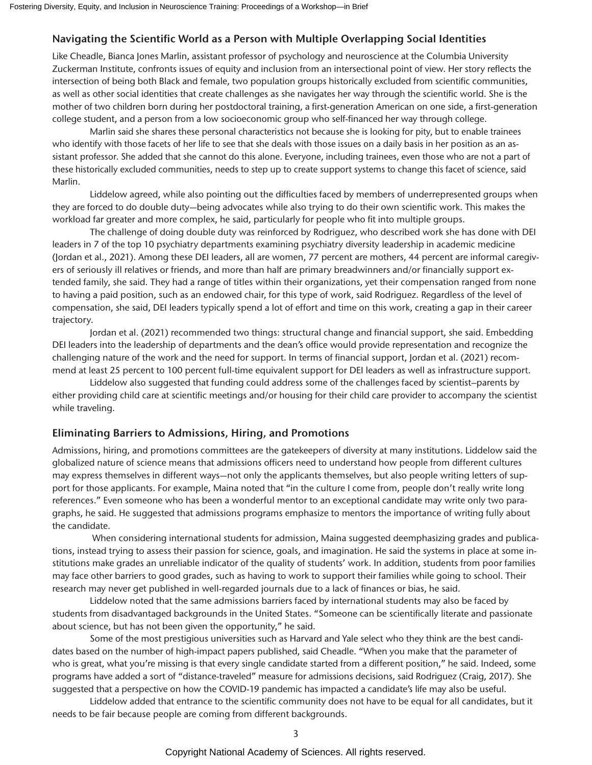## Navigating the Scientific World as a Person with Multiple Overlapping Social Identities

Like Cheadle, Bianca Jones Marlin, assistant professor of psychology and neuroscience at the Columbia University Zuckerman Institute, confronts issues of equity and inclusion from an intersectional point of view. Her story reflects the intersection of being both Black and female, two population groups historically excluded from scientific communities, as well as other social identities that create challenges as she navigates her way through the scientific world. She is the mother of two children born during her postdoctoral training, a first-generation American on one side, a first-generation college student, and a person from a low socioeconomic group who self-financed her way through college.

Marlin said she shares these personal characteristics not because she is looking for pity, but to enable trainees who identify with those facets of her life to see that she deals with those issues on a daily basis in her position as an assistant professor. She added that she cannot do this alone. Everyone, including trainees, even those who are not a part of these historically excluded communities, needs to step up to create support systems to change this facet of science, said Marlin.

Liddelow agreed, while also pointing out the difficulties faced by members of underrepresented groups when they are forced to do double duty—being advocates while also trying to do their own scientific work. This makes the workload far greater and more complex, he said, particularly for people who fit into multiple groups.

The challenge of doing double duty was reinforced by Rodriguez, who described work she has done with DEI leaders in 7 of the top 10 psychiatry departments examining psychiatry diversity leadership in academic medicine (Jordan et al., 2021). Among these DEI leaders, all are women, 77 percent are mothers, 44 percent are informal caregivers of seriously ill relatives or friends, and more than half are primary breadwinners and/or financially support extended family, she said. They had a range of titles within their organizations, yet their compensation ranged from none to having a paid position, such as an endowed chair, for this type of work, said Rodriguez. Regardless of the level of compensation, she said, DEI leaders typically spend a lot of effort and time on this work, creating a gap in their career trajectory.

Jordan et al. (2021) recommended two things: structural change and financial support, she said. Embedding DEI leaders into the leadership of departments and the dean's office would provide representation and recognize the challenging nature of the work and the need for support. In terms of financial support, Jordan et al. (2021) recommend at least 25 percent to 100 percent full-time equivalent support for DEI leaders as well as infrastructure support.

Liddelow also suggested that funding could address some of the challenges faced by scientist–parents by either providing child care at scientific meetings and/or housing for their child care provider to accompany the scientist while traveling.

## Eliminating Barriers to Admissions, Hiring, and Promotions

Admissions, hiring, and promotions committees are the gatekeepers of diversity at many institutions. Liddelow said the globalized nature of science means that admissions officers need to understand how people from different cultures may express themselves in different ways—not only the applicants themselves, but also people writing letters of support for those applicants. For example, Maina noted that "in the culture I come from, people don't really write long references." Even someone who has been a wonderful mentor to an exceptional candidate may write only two paragraphs, he said. He suggested that admissions programs emphasize to mentors the importance of writing fully about the candidate.

When considering international students for admission, Maina suggested deemphasizing grades and publications, instead trying to assess their passion for science, goals, and imagination. He said the systems in place at some institutions make grades an unreliable indicator of the quality of students' work. In addition, students from poor families may face other barriers to good grades, such as having to work to support their families while going to school. Their research may never get published in well-regarded journals due to a lack of finances or bias, he said.

Liddelow noted that the same admissions barriers faced by international students may also be faced by students from disadvantaged backgrounds in the United States. "Someone can be scientifically literate and passionate about science, but has not been given the opportunity," he said.

Some of the most prestigious universities such as Harvard and Yale select who they think are the best candidates based on the number of high-impact papers published, said Cheadle. "When you make that the parameter of who is great, what you're missing is that every single candidate started from a different position," he said. Indeed, some programs have added a sort of "distance-traveled" measure for admissions decisions, said Rodriguez (Craig, 2017). She suggested that a perspective on how the COVID-19 pandemic has impacted a candidate's life may also be useful.

Liddelow added that entrance to the scientific community does not have to be equal for all candidates, but it needs to be fair because people are coming from different backgrounds.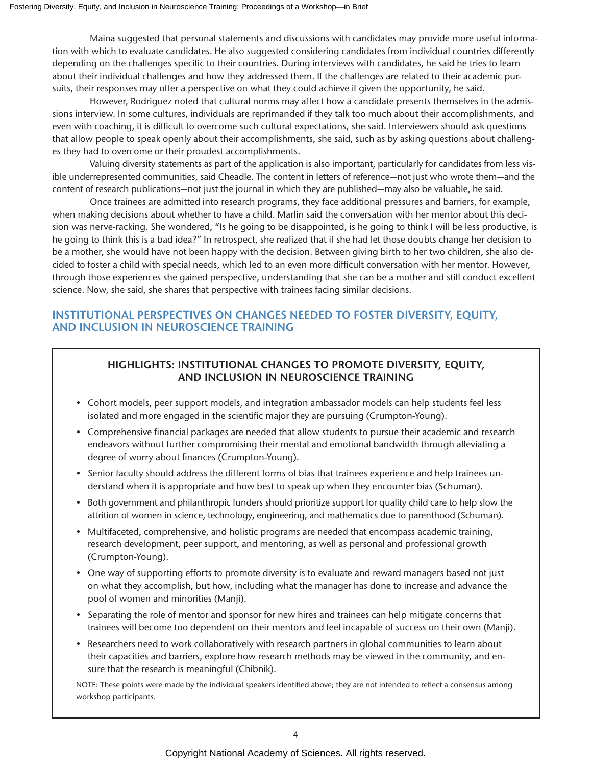Maina suggested that personal statements and discussions with candidates may provide more useful information with which to evaluate candidates. He also suggested considering candidates from individual countries differently depending on the challenges specific to their countries. During interviews with candidates, he said he tries to learn about their individual challenges and how they addressed them. If the challenges are related to their academic pursuits, their responses may offer a perspective on what they could achieve if given the opportunity, he said.

However, Rodriguez noted that cultural norms may affect how a candidate presents themselves in the admissions interview. In some cultures, individuals are reprimanded if they talk too much about their accomplishments, and even with coaching, it is difficult to overcome such cultural expectations, she said. Interviewers should ask questions that allow people to speak openly about their accomplishments, she said, such as by asking questions about challenges they had to overcome or their proudest accomplishments.

Valuing diversity statements as part of the application is also important, particularly for candidates from less visible underrepresented communities, said Cheadle. The content in letters of reference—not just who wrote them—and the content of research publications—not just the journal in which they are published—may also be valuable, he said.

Once trainees are admitted into research programs, they face additional pressures and barriers, for example, when making decisions about whether to have a child. Marlin said the conversation with her mentor about this decision was nerve-racking. She wondered, "Is he going to be disappointed, is he going to think I will be less productive, is he going to think this is a bad idea?" In retrospect, she realized that if she had let those doubts change her decision to be a mother, she would have not been happy with the decision. Between giving birth to her two children, she also decided to foster a child with special needs, which led to an even more difficult conversation with her mentor. However, through those experiences she gained perspective, understanding that she can be a mother and still conduct excellent science. Now, she said, she shares that perspective with trainees facing similar decisions.

## INSTITUTIONAL PERSPECTIVES ON CHANGES NEEDED TO FOSTER DIVERSITY, EQUITY, AND INCLUSION IN NEUROSCIENCE TRAINING

### HIGHLIGHTS: INSTITUTIONAL CHANGES TO PROMOTE DIVERSITY, EQUITY, AND INCLUSION IN NEUROSCIENCE TRAINING

- Cohort models, peer support models, and integration ambassador models can help students feel less isolated and more engaged in the scientific major they are pursuing (Crumpton-Young).
- Comprehensive financial packages are needed that allow students to pursue their academic and research endeavors without further compromising their mental and emotional bandwidth through alleviating a degree of worry about finances (Crumpton-Young).
- Senior faculty should address the different forms of bias that trainees experience and help trainees understand when it is appropriate and how best to speak up when they encounter bias (Schuman).
- Both government and philanthropic funders should prioritize support for quality child care to help slow the attrition of women in science, technology, engineering, and mathematics due to parenthood (Schuman).
- Multifaceted, comprehensive, and holistic programs are needed that encompass academic training, research development, peer support, and mentoring, as well as personal and professional growth (Crumpton-Young).
- One way of supporting efforts to promote diversity is to evaluate and reward managers based not just on what they accomplish, but how, including what the manager has done to increase and advance the pool of women and minorities (Manji).
- Separating the role of mentor and sponsor for new hires and trainees can help mitigate concerns that trainees will become too dependent on their mentors and feel incapable of success on their own (Manji).
- Researchers need to work collaboratively with research partners in global communities to learn about their capacities and barriers, explore how research methods may be viewed in the community, and ensure that the research is meaningful (Chibnik).

NOTE: These points were made by the individual speakers identified above; they are not intended to reflect a consensus among workshop participants.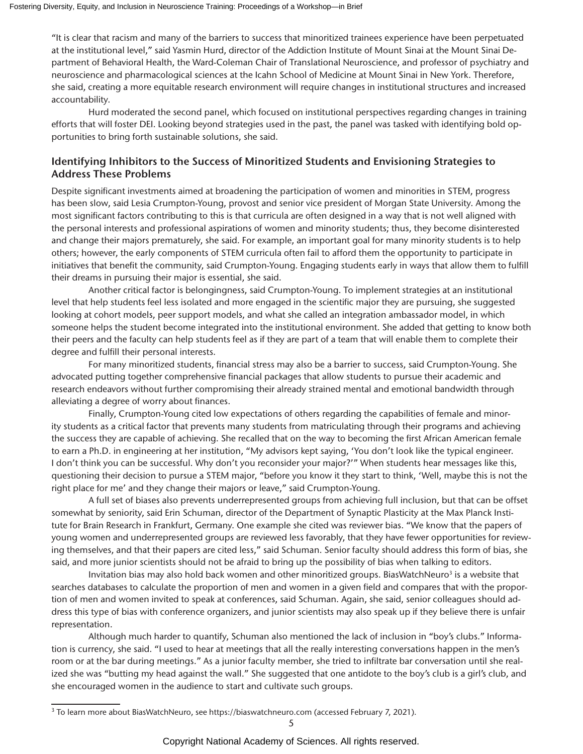"It is clear that racism and many of the barriers to success that minoritized trainees experience have been perpetuated at the institutional level," said Yasmin Hurd, director of the Addiction Institute of Mount Sinai at the Mount Sinai Department of Behavioral Health, the Ward-Coleman Chair of Translational Neuroscience, and professor of psychiatry and neuroscience and pharmacological sciences at the Icahn School of Medicine at Mount Sinai in New York. Therefore, she said, creating a more equitable research environment will require changes in institutional structures and increased accountability.

Hurd moderated the second panel, which focused on institutional perspectives regarding changes in training efforts that will foster DEI. Looking beyond strategies used in the past, the panel was tasked with identifying bold opportunities to bring forth sustainable solutions, she said.

## Identifying Inhibitors to the Success of Minoritized Students and Envisioning Strategies to Address These Problems

Despite significant investments aimed at broadening the participation of women and minorities in STEM, progress has been slow, said Lesia Crumpton-Young, provost and senior vice president of Morgan State University. Among the most significant factors contributing to this is that curricula are often designed in a way that is not well aligned with the personal interests and professional aspirations of women and minority students; thus, they become disinterested and change their majors prematurely, she said. For example, an important goal for many minority students is to help others; however, the early components of STEM curricula often fail to afford them the opportunity to participate in initiatives that benefit the community, said Crumpton-Young. Engaging students early in ways that allow them to fulfill their dreams in pursuing their major is essential, she said.

Another critical factor is belongingness, said Crumpton-Young. To implement strategies at an institutional level that help students feel less isolated and more engaged in the scientific major they are pursuing, she suggested looking at cohort models, peer support models, and what she called an integration ambassador model, in which someone helps the student become integrated into the institutional environment. She added that getting to know both their peers and the faculty can help students feel as if they are part of a team that will enable them to complete their degree and fulfill their personal interests.

For many minoritized students, financial stress may also be a barrier to success, said Crumpton-Young. She advocated putting together comprehensive financial packages that allow students to pursue their academic and research endeavors without further compromising their already strained mental and emotional bandwidth through alleviating a degree of worry about finances.

Finally, Crumpton-Young cited low expectations of others regarding the capabilities of female and minority students as a critical factor that prevents many students from matriculating through their programs and achieving the success they are capable of achieving. She recalled that on the way to becoming the first African American female to earn a Ph.D. in engineering at her institution, "My advisors kept saying, 'You don't look like the typical engineer. I don't think you can be successful. Why don't you reconsider your major?'" When students hear messages like this, questioning their decision to pursue a STEM major, "before you know it they start to think, 'Well, maybe this is not the right place for me' and they change their majors or leave," said Crumpton-Young.

A full set of biases also prevents underrepresented groups from achieving full inclusion, but that can be offset somewhat by seniority, said Erin Schuman, director of the Department of Synaptic Plasticity at the Max Planck Institute for Brain Research in Frankfurt, Germany. One example she cited was reviewer bias. "We know that the papers of young women and underrepresented groups are reviewed less favorably, that they have fewer opportunities for reviewing themselves, and that their papers are cited less," said Schuman. Senior faculty should address this form of bias, she said, and more junior scientists should not be afraid to bring up the possibility of bias when talking to editors.

Invitation bias may also hold back women and other minoritized groups. BiasWatchNeuro[3] is a website that searches databases to calculate the proportion of men and women in a given field and compares that with the proportion of men and women invited to speak at conferences, said Schuman. Again, she said, senior colleagues should address this type of bias with conference organizers, and junior scientists may also speak up if they believe there is unfair representation.

Although much harder to quantify, Schuman also mentioned the lack of inclusion in "boy's clubs." Information is currency, she said. "I used to hear at meetings that all the really interesting conversations happen in the men's room or at the bar during meetings." As a junior faculty member, she tried to infiltrate bar conversation until she realized she was "butting my head against the wall." She suggested that one antidote to the boy's club is a girl's club, and she encouraged women in the audience to start and cultivate such groups.

[3] To learn more about BiasWatchNeuro, see https://biaswatchneuro.com (accessed February 7, 2021).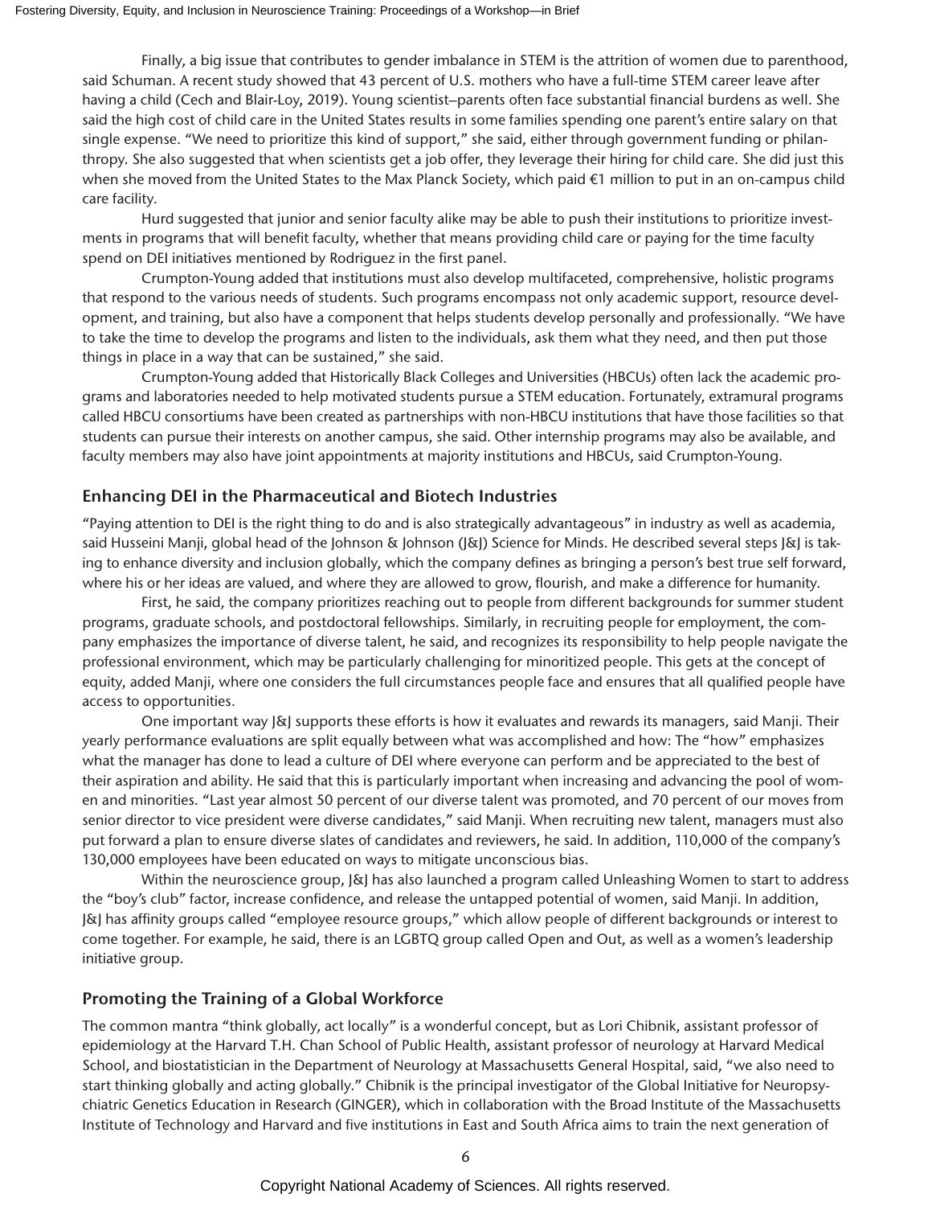Finally, a big issue that contributes to gender imbalance in STEM is the attrition of women due to parenthood, said Schuman. A recent study showed that 43 percent of U.S. mothers who have a full-time STEM career leave after having a child (Cech and Blair-Loy, 2019). Young scientist–parents often face substantial financial burdens as well. She said the high cost of child care in the United States results in some families spending one parent's entire salary on that single expense. "We need to prioritize this kind of support," she said, either through government funding or philanthropy. She also suggested that when scientists get a job offer, they leverage their hiring for child care. She did just this when she moved from the United States to the Max Planck Society, which paid €1 million to put in an on-campus child care facility.

Hurd suggested that junior and senior faculty alike may be able to push their institutions to prioritize investments in programs that will benefit faculty, whether that means providing child care or paying for the time faculty spend on DEI initiatives mentioned by Rodriguez in the first panel.

Crumpton-Young added that institutions must also develop multifaceted, comprehensive, holistic programs that respond to the various needs of students. Such programs encompass not only academic support, resource development, and training, but also have a component that helps students develop personally and professionally. "We have to take the time to develop the programs and listen to the individuals, ask them what they need, and then put those things in place in a way that can be sustained," she said.

Crumpton-Young added that Historically Black Colleges and Universities (HBCUs) often lack the academic programs and laboratories needed to help motivated students pursue a STEM education. Fortunately, extramural programs called HBCU consortiums have been created as partnerships with non-HBCU institutions that have those facilities so that students can pursue their interests on another campus, she said. Other internship programs may also be available, and faculty members may also have joint appointments at majority institutions and HBCUs, said Crumpton-Young.

## Enhancing DEI in the Pharmaceutical and Biotech Industries

"Paying attention to DEI is the right thing to do and is also strategically advantageous" in industry as well as academia, said Husseini Manji, global head of the Johnson & Johnson (J&J) Science for Minds. He described several steps J&J is taking to enhance diversity and inclusion globally, which the company defines as bringing a person's best true self forward, where his or her ideas are valued, and where they are allowed to grow, flourish, and make a difference for humanity.

First, he said, the company prioritizes reaching out to people from different backgrounds for summer student programs, graduate schools, and postdoctoral fellowships. Similarly, in recruiting people for employment, the company emphasizes the importance of diverse talent, he said, and recognizes its responsibility to help people navigate the professional environment, which may be particularly challenging for minoritized people. This gets at the concept of equity, added Manji, where one considers the full circumstances people face and ensures that all qualified people have access to opportunities.

One important way J&J supports these efforts is how it evaluates and rewards its managers, said Manji. Their yearly performance evaluations are split equally between what was accomplished and how: The "how" emphasizes what the manager has done to lead a culture of DEI where everyone can perform and be appreciated to the best of their aspiration and ability. He said that this is particularly important when increasing and advancing the pool of women and minorities. "Last year almost 50 percent of our diverse talent was promoted, and 70 percent of our moves from senior director to vice president were diverse candidates," said Manji. When recruiting new talent, managers must also put forward a plan to ensure diverse slates of candidates and reviewers, he said. In addition, 110,000 of the company's 130,000 employees have been educated on ways to mitigate unconscious bias.

Within the neuroscience group, J&J has also launched a program called Unleashing Women to start to address the "boy's club" factor, increase confidence, and release the untapped potential of women, said Manji. In addition, J&J has affinity groups called "employee resource groups," which allow people of different backgrounds or interest to come together. For example, he said, there is an LGBTQ group called Open and Out, as well as a women's leadership initiative group.

## Promoting the Training of a Global Workforce

The common mantra "think globally, act locally" is a wonderful concept, but as Lori Chibnik, assistant professor of epidemiology at the Harvard T.H. Chan School of Public Health, assistant professor of neurology at Harvard Medical School, and biostatistician in the Department of Neurology at Massachusetts General Hospital, said, "we also need to start thinking globally and acting globally." Chibnik is the principal investigator of the Global Initiative for Neuropsychiatric Genetics Education in Research (GINGER), which in collaboration with the Broad Institute of the Massachusetts Institute of Technology and Harvard and five institutions in East and South Africa aims to train the next generation of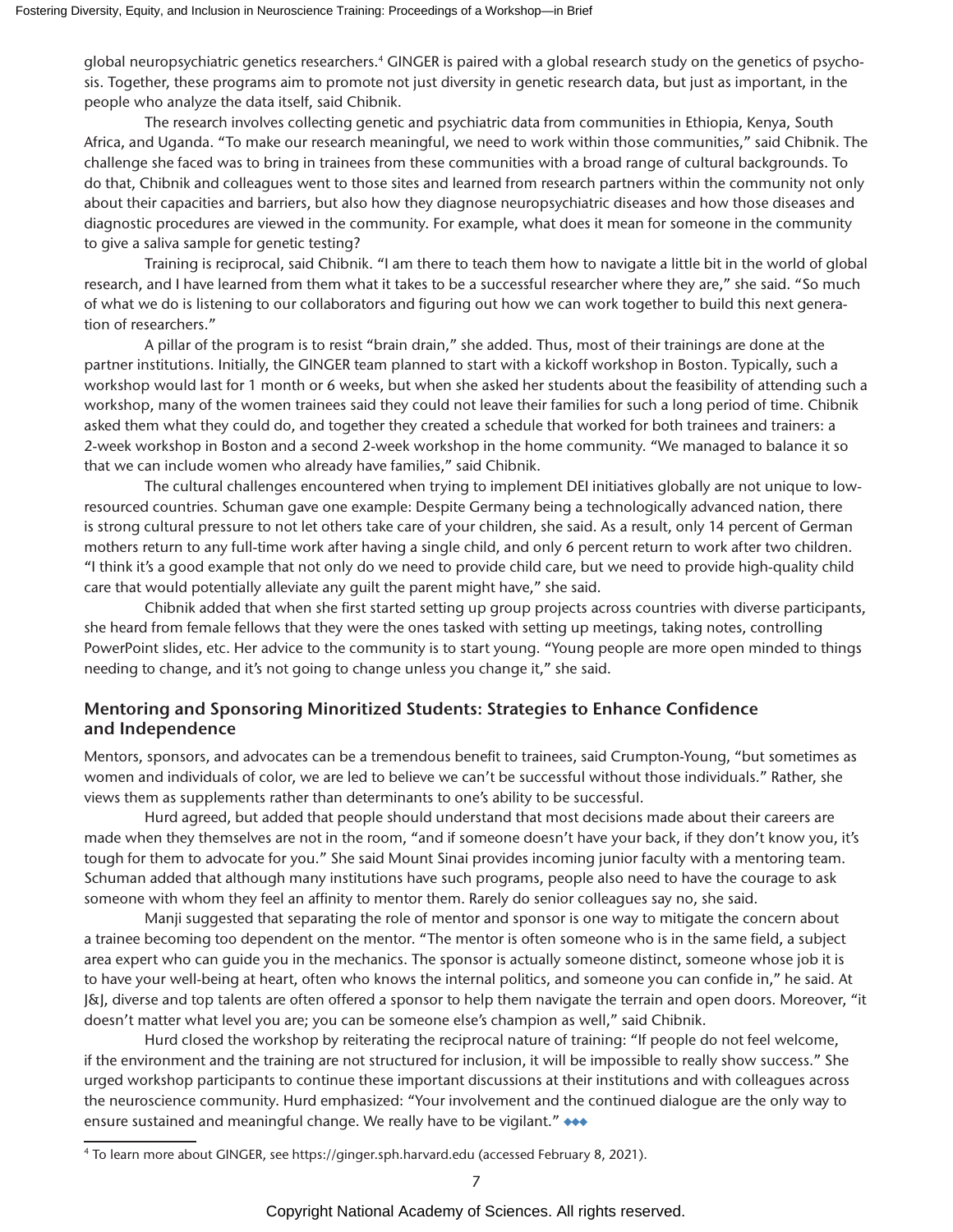global neuropsychiatric genetics researchers.[4] GINGER is paired with a global research study on the genetics of psychosis. Together, these programs aim to promote not just diversity in genetic research data, but just as important, in the people who analyze the data itself, said Chibnik.

The research involves collecting genetic and psychiatric data from communities in Ethiopia, Kenya, South Africa, and Uganda. "To make our research meaningful, we need to work within those communities," said Chibnik. The challenge she faced was to bring in trainees from these communities with a broad range of cultural backgrounds. To do that, Chibnik and colleagues went to those sites and learned from research partners within the community not only about their capacities and barriers, but also how they diagnose neuropsychiatric diseases and how those diseases and diagnostic procedures are viewed in the community. For example, what does it mean for someone in the community to give a saliva sample for genetic testing?

Training is reciprocal, said Chibnik. "I am there to teach them how to navigate a little bit in the world of global research, and I have learned from them what it takes to be a successful researcher where they are," she said. "So much of what we do is listening to our collaborators and figuring out how we can work together to build this next generation of researchers."

A pillar of the program is to resist "brain drain," she added. Thus, most of their trainings are done at the partner institutions. Initially, the GINGER team planned to start with a kickoff workshop in Boston. Typically, such a workshop would last for 1 month or 6 weeks, but when she asked her students about the feasibility of attending such a workshop, many of the women trainees said they could not leave their families for such a long period of time. Chibnik asked them what they could do, and together they created a schedule that worked for both trainees and trainers: a 2-week workshop in Boston and a second 2-week workshop in the home community. "We managed to balance it so that we can include women who already have families," said Chibnik.

The cultural challenges encountered when trying to implement DEI initiatives globally are not unique to low-resourced countries. Schuman gave one example: Despite Germany being a technologically advanced nation, there is strong cultural pressure to not let others take care of your children, she said. As a result, only 14 percent of German mothers return to any full-time work after having a single child, and only 6 percent return to work after two children. "I think it's a good example that not only do we need to provide child care, but we need to provide high-quality child care that would potentially alleviate any guilt the parent might have," she said.

Chibnik added that when she first started setting up group projects across countries with diverse participants, she heard from female fellows that they were the ones tasked with setting up meetings, taking notes, controlling PowerPoint slides, etc. Her advice to the community is to start young. "Young people are more open minded to things needing to change, and it's not going to change unless you change it," she said.

## Mentoring and Sponsoring Minoritized Students: Strategies to Enhance Confidence and Independence

Mentors, sponsors, and advocates can be a tremendous benefit to trainees, said Crumpton-Young, "but sometimes as women and individuals of color, we are led to believe we can't be successful without those individuals." Rather, she views them as supplements rather than determinants to one's ability to be successful.

Hurd agreed, but added that people should understand that most decisions made about their careers are made when they themselves are not in the room, "and if someone doesn't have your back, if they don't know you, it's tough for them to advocate for you." She said Mount Sinai provides incoming junior faculty with a mentoring team. Schuman added that although many institutions have such programs, people also need to have the courage to ask someone with whom they feel an affinity to mentor them. Rarely do senior colleagues say no, she said.

Manji suggested that separating the role of mentor and sponsor is one way to mitigate the concern about a trainee becoming too dependent on the mentor. "The mentor is often someone who is in the same field, a subject area expert who can guide you in the mechanics. The sponsor is actually someone distinct, someone whose job it is to have your well-being at heart, often who knows the internal politics, and someone you can confide in," he said. At J&J, diverse and top talents are often offered a sponsor to help them navigate the terrain and open doors. Moreover, "it doesn't matter what level you are; you can be someone else's champion as well," said Chibnik.

Hurd closed the workshop by reiterating the reciprocal nature of training: "If people do not feel welcome, if the environment and the training are not structured for inclusion, it will be impossible to really show success." She urged workshop participants to continue these important discussions at their institutions and with colleagues across the neuroscience community. Hurd emphasized: "Your involvement and the continued dialogue are the only way to ensure sustained and meaningful change. We really have to be vigilant." ◆◆◆

---

[4] To learn more about GINGER, see https://ginger.sph.harvard.edu (accessed February 8, 2021).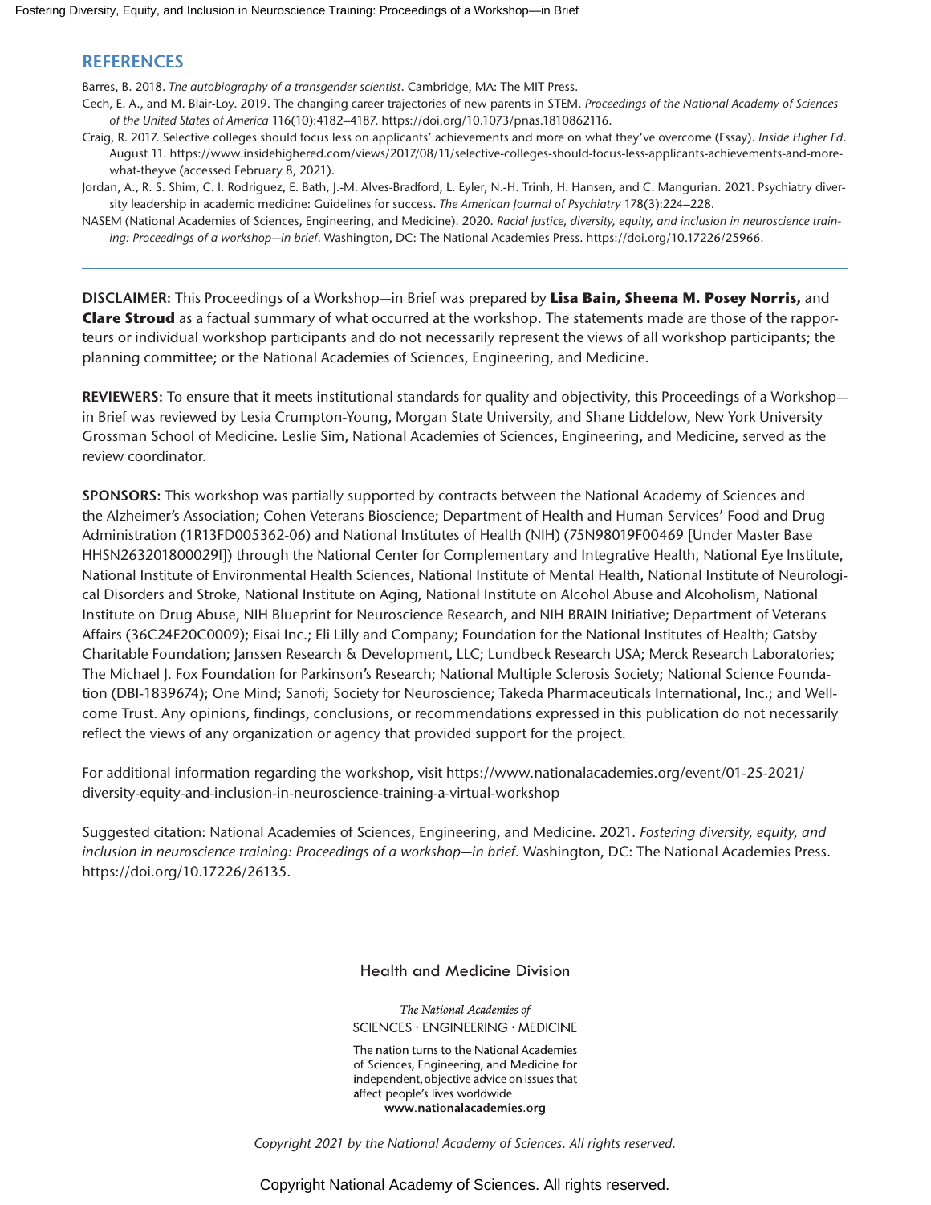## REFERENCES

Barres, B. 2018. *The autobiography of a transgender scientist*. Cambridge, MA: The MIT Press.

Cech, E. A., and M. Blair-Loy. 2019. The changing career trajectories of new parents in STEM. *Proceedings of the National Academy of Sciences of the United States of America* 116(10):4182–4187. https://doi.org/10.1073/pnas.1810862116.

Craig, R. 2017. Selective colleges should focus less on applicants' achievements and more on what they've overcome (Essay). *Inside Higher Ed*. August 11. https://www.insidehighered.com/views/2017/08/11/selective-colleges-should-focus-less-applicants-achievements-and-more-what-theyve (accessed February 8, 2021).

Jordan, A., R. S. Shim, C. I. Rodriguez, E. Bath, J.-M. Alves-Bradford, L. Eyler, N.-H. Trinh, H. Hansen, and C. Mangurian. 2021. Psychiatry diversity leadership in academic medicine: Guidelines for success. *The American Journal of Psychiatry* 178(3):224–228.

NASEM (National Academies of Sciences, Engineering, and Medicine). 2020. *Racial justice, diversity, equity, and inclusion in neuroscience training: Proceedings of a workshop—in brief*. Washington, DC: The National Academies Press. https://doi.org/10.17226/25966.

---

**DISCLAIMER:** This Proceedings of a Workshop—in Brief was prepared by **Lisa Bain, Sheena M. Posey Norris,** and **Clare Stroud** as a factual summary of what occurred at the workshop. The statements made are those of the rapporteurs or individual workshop participants and do not necessarily represent the views of all workshop participants; the planning committee; or the National Academies of Sciences, Engineering, and Medicine.

**REVIEWERS:** To ensure that it meets institutional standards for quality and objectivity, this Proceedings of a Workshop—in Brief was reviewed by Lesia Crumpton-Young, Morgan State University, and Shane Liddelow, New York University Grossman School of Medicine. Leslie Sim, National Academies of Sciences, Engineering, and Medicine, served as the review coordinator.

**SPONSORS:** This workshop was partially supported by contracts between the National Academy of Sciences and the Alzheimer's Association; Cohen Veterans Bioscience; Department of Health and Human Services' Food and Drug Administration (1R13FD005362-06) and National Institutes of Health (NIH) (75N98019F00469 [Under Master Base HHSN263201800029I]) through the National Center for Complementary and Integrative Health, National Eye Institute, National Institute of Environmental Health Sciences, National Institute of Mental Health, National Institute of Neurological Disorders and Stroke, National Institute on Aging, National Institute on Alcohol Abuse and Alcoholism, National Institute on Drug Abuse, NIH Blueprint for Neuroscience Research, and NIH BRAIN Initiative; Department of Veterans Affairs (36C24E20C0009); Eisai Inc.; Eli Lilly and Company; Foundation for the National Institutes of Health; Gatsby Charitable Foundation; Janssen Research & Development, LLC; Lundbeck Research USA; Merck Research Laboratories; The Michael J. Fox Foundation for Parkinson's Research; National Multiple Sclerosis Society; National Science Foundation (DBI-1839674); One Mind; Sanofi; Society for Neuroscience; Takeda Pharmaceuticals International, Inc.; and Wellcome Trust. Any opinions, findings, conclusions, or recommendations expressed in this publication do not necessarily reflect the views of any organization or agency that provided support for the project.

For additional information regarding the workshop, visit https://www.nationalacademies.org/event/01-25-2021/diversity-equity-and-inclusion-in-neuroscience-training-a-virtual-workshop

Suggested citation: National Academies of Sciences, Engineering, and Medicine. 2021. *Fostering diversity, equity, and inclusion in neuroscience training: Proceedings of a workshop—in brief.* Washington, DC: The National Academies Press. https://doi.org/10.17226/26135.

Health and Medicine Division

*The National Academies of*
SCIENCES · ENGINEERING · MEDICINE

The nation turns to the National Academies of Sciences, Engineering, and Medicine for independent, objective advice on issues that affect people's lives worldwide.
**www.nationalacademies.org**

*Copyright 2021 by the National Academy of Sciences. All rights reserved.*